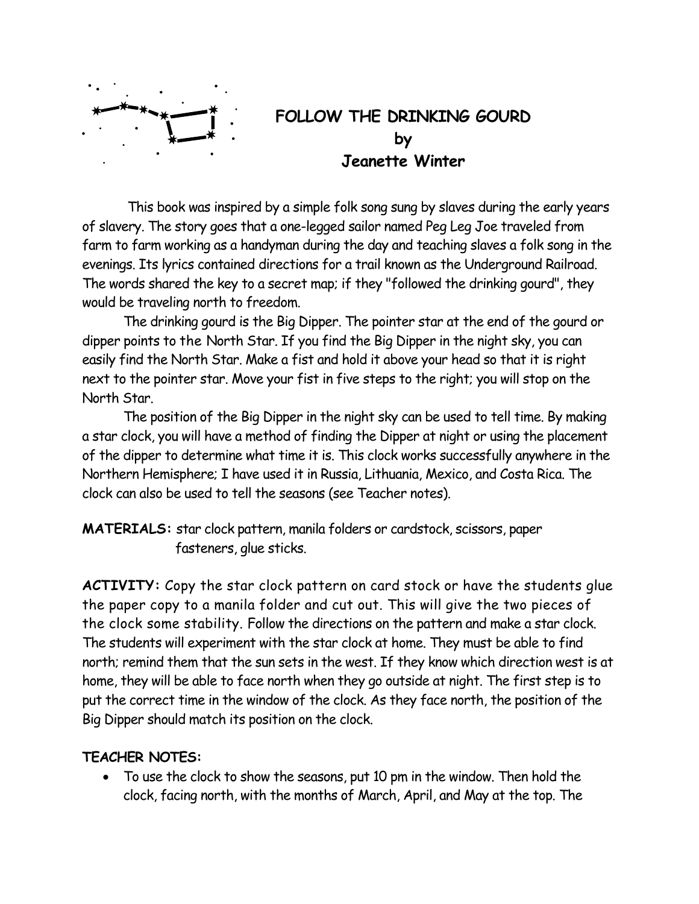# FOLLOW THE DRINKING GOURD

## by

## Jeanette Winter

This book was inspired by a simple folk song sung by slaves during the early years of slavery. The story goes that a one-legged sailor named Peg Leg Joe traveled from farm to farm working as a handyman during the day and teaching slaves a folk song in the evenings. Its lyrics contained directions for a trail known as the Underground Railroad. The words shared the key to a secret map; if they "followed the drinking gourd", they would be traveling north to freedom.

The drinking gourd is the Big Dipper. The pointer star at the end of the gourd or dipper points to the North Star. If you find the Big Dipper in the night sky, you can easily find the North Star. Make a fist and hold it above your head so that it is right next to the pointer star. Move your fist in five steps to the right; you will stop on the North Star.

The position of the Big Dipper in the night sky can be used to tell time. By making a star clock, you will have a method of finding the Dipper at night or using the placement of the dipper to determine what time it is. This clock works successfully anywhere in the Northern Hemisphere; I have used it in Russia, Lithuania, Mexico, and Costa Rica. The clock can also be used to tell the seasons (see Teacher notes).

**MATERIALS:** star clock pattern, manila folders or cardstock, scissors, paper fasteners, glue sticks.

**ACTIVITY:** Copy the star clock pattern on card stock or have the students glue the paper copy to a manila folder and cut out. This will give the two pieces of the clock some stability. Follow the directions on the pattern and make a star clock. The students will experiment with the star clock at home. They must be able to find north; remind them that the sun sets in the west. If they know which direction west is at home, they will be able to face north when they go outside at night. The first step is to put the correct time in the window of the clock. As they face north, the position of the Big Dipper should match its position on the clock.

**TEACHER NOTES:**

- To use the clock to show the seasons, put 10 pm in the window. Then hold the clock, facing north, with the months of March, April, and May at the top. The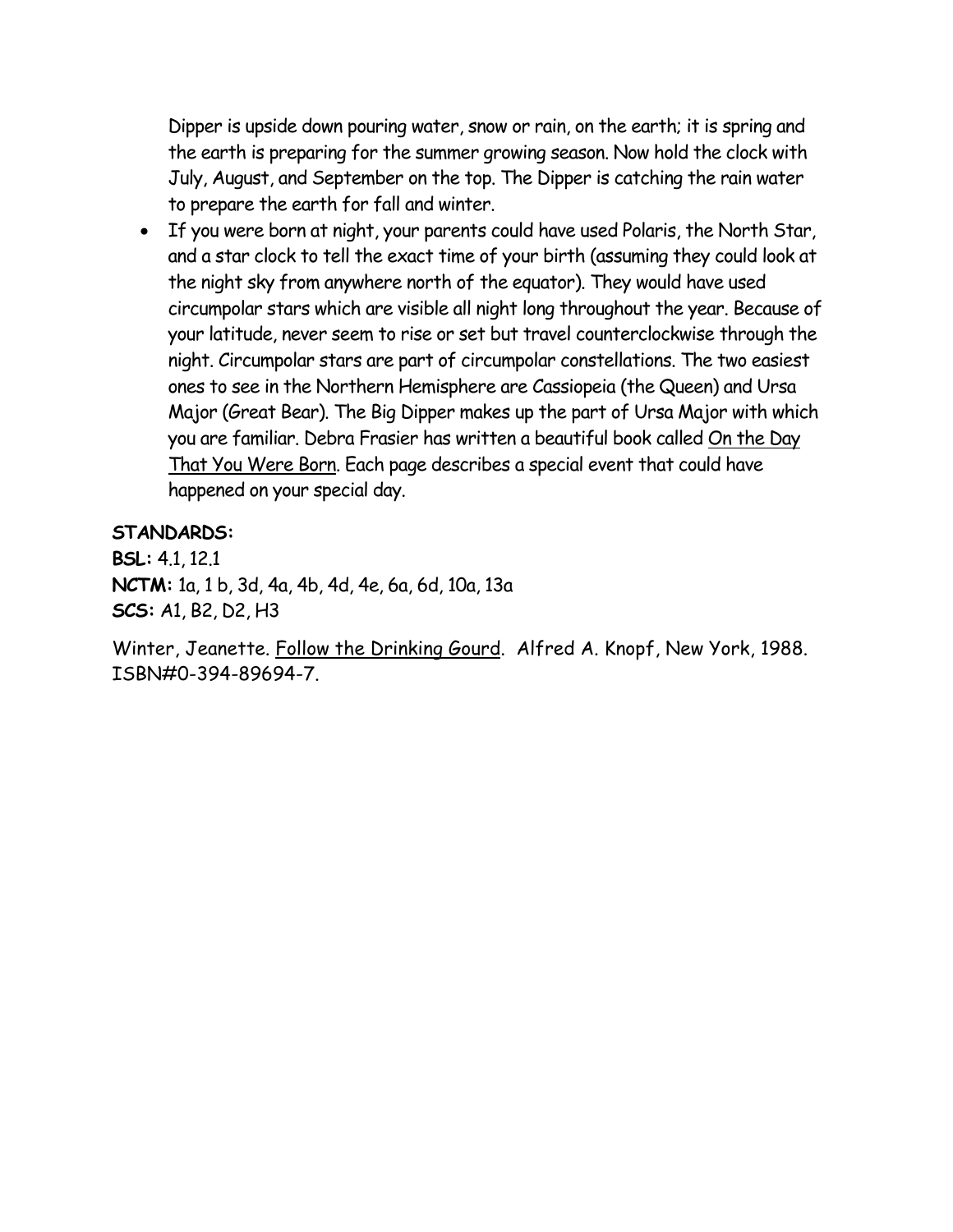Dipper is upside down pouring water, snow or rain, on the earth; it is spring and the earth is preparing for the summer growing season. Now hold the clock with July, August, and September on the top. The Dipper is catching the rain water to prepare the earth for fall and winter.

- If you were born at night, your parents could have used Polaris, the North Star, and a star clock to tell the exact time of your birth (assuming they could look at the night sky from anywhere north of the equator). They would have used circumpolar stars which are visible all night long throughout the year. Because of your latitude, never seem to rise or set but travel counterclockwise through the night. Circumpolar stars are part of circumpolar constellations. The two easiest ones to see in the Northern Hemisphere are Cassiopeia (the Queen) and Ursa Major (Great Bear). The Big Dipper makes up the part of Ursa Major with which you are familiar. Debra Frasier has written a beautiful book called On the Day That You Were Born. Each page describes a special event that could have happened on your special day.

**STANDARDS:**
**BSL:** 4.1, 12.1
**NCTM:** 1a, 1 b, 3d, 4a, 4b, 4d, 4e, 6a, 6d, 10a, 13a
***SCS:*** A1, B2, D2, H3

Winter, Jeanette. Follow the Drinking Gourd. Alfred A. Knopf, New York, 1988. ISBN#0-394-89694-7.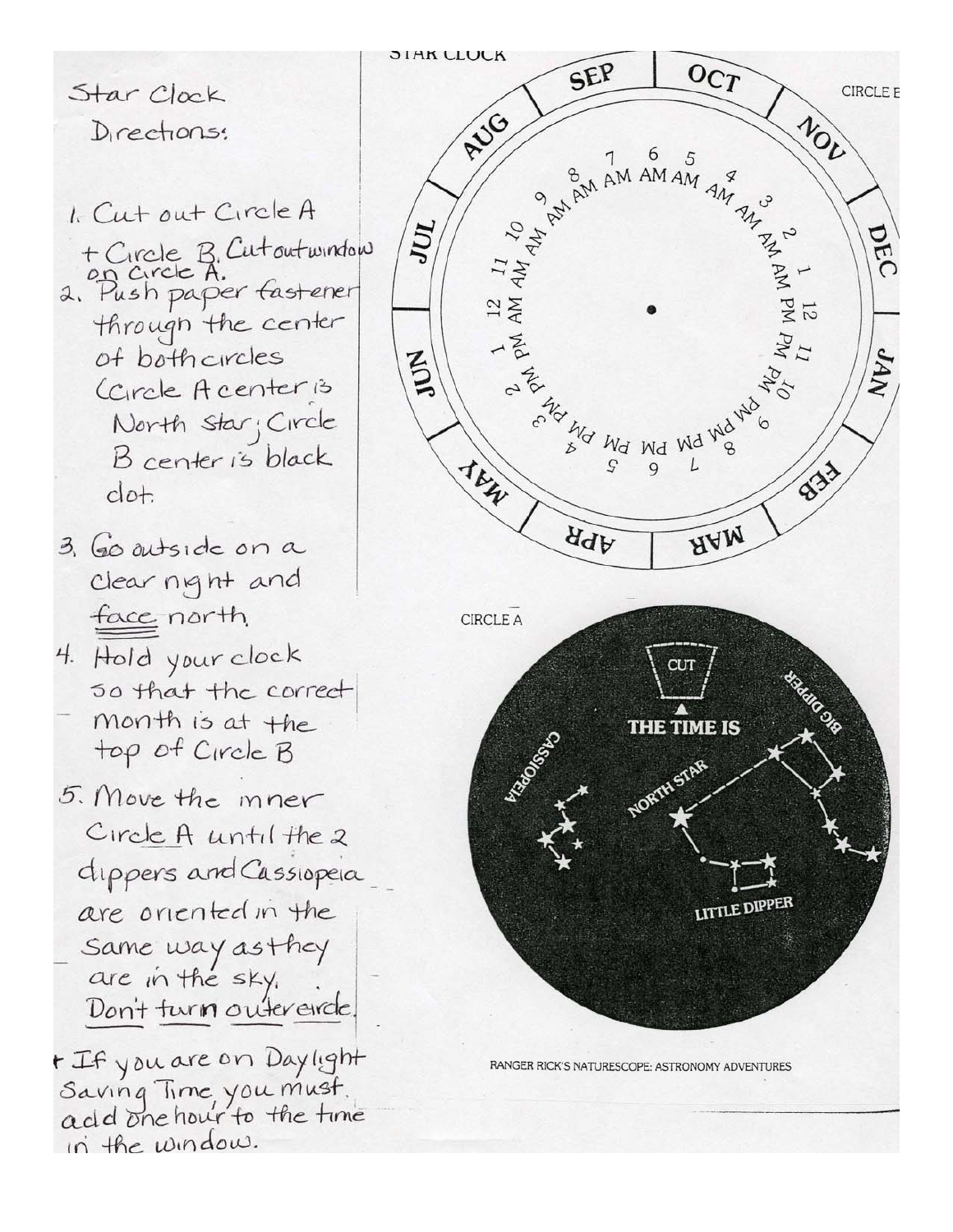Star Clock

Directions:

1. Cut out Circle A + Circle B. Cut out window on Circle A.
2. Push paper fastener through the center of both circles (Circle A center is North Star; Circle B center is black dot.
3. Go outside on a clear night and face north.
4. Hold your clock so that the correct month is at the top of Circle B
5. Move the inner Circle A until the 2 dippers and Cassiopeia are oriented in the same way as they are in the sky. Don't turn outer circle.

* If you are on Daylight Saving Time you must add one hour to the time in the window.

STAR CLOCK

CIRCLE B

SEP OCT NOV DEC JAN FEB MAR APR MAY JUN JUL AUG

7 AM 6 AM 5 AM 4 AM 3 AM 2 AM 1 AM 12 PM 11 PM 10 PM 9 PM 8 PM 7 PM 6 PM 5 PM 4 PM 3 PM 2 PM 1 PM 12 AM 11 AM 10 AM 9 AM 8 AM

CIRCLE A

CUT

THE TIME IS

BIG DIPPER

CASSIOPEIA

NORTH STAR

LITTLE DIPPER

RANGER RICK'S NATURESCOPE: ASTRONOMY ADVENTURES